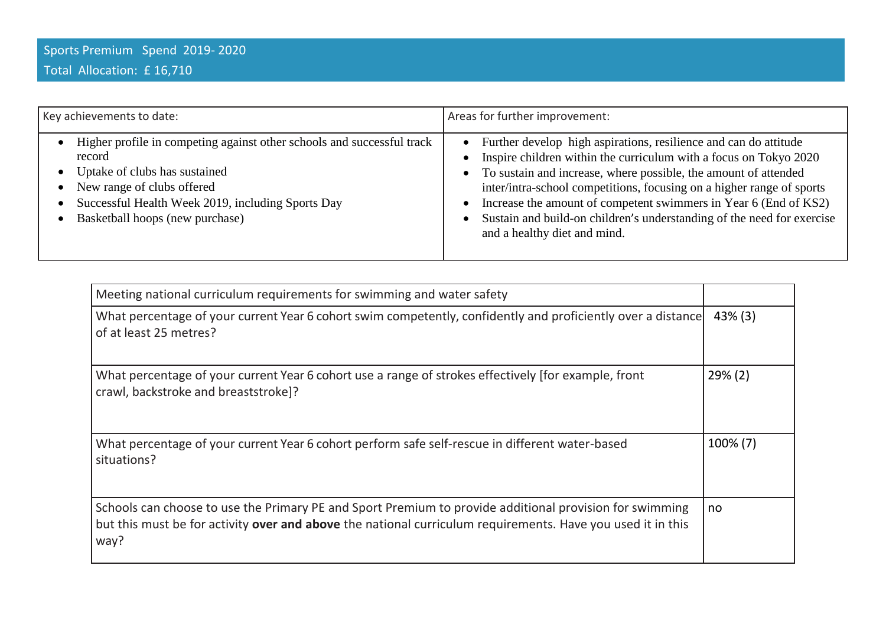# Sports Premium Spend 2019- 2020

Total Allocation: £ 16,710

| Key achievements to date: | Areas for further improvement: |
| --- | --- |
| • Higher profile in competing against other schools and successful track record<br>• Uptake of clubs has sustained<br>• New range of clubs offered<br>• Successful Health Week 2019, including Sports Day<br>• Basketball hoops (new purchase) | • Further develop high aspirations, resilience and can do attitude<br>• Inspire children within the curriculum with a focus on Tokyo 2020<br>• To sustain and increase, where possible, the amount of attended inter/intra-school competitions, focusing on a higher range of sports<br>• Increase the amount of competent swimmers in Year 6 (End of KS2)<br>• Sustain and build-on children's understanding of the need for exercise and a healthy diet and mind. |

| Meeting national curriculum requirements for swimming and water safety | |
| --- | --- |
| What percentage of your current Year 6 cohort swim competently, confidently and proficiently over a distance of at least 25 metres? | 43% (3) |
| What percentage of your current Year 6 cohort use a range of strokes effectively [for example, front crawl, backstroke and breaststroke]? | 29% (2) |
| What percentage of your current Year 6 cohort perform safe self-rescue in different water-based situations? | 100% (7) |
| Schools can choose to use the Primary PE and Sport Premium to provide additional provision for swimming but this must be for activity **over and above** the national curriculum requirements. Have you used it in this way? | no |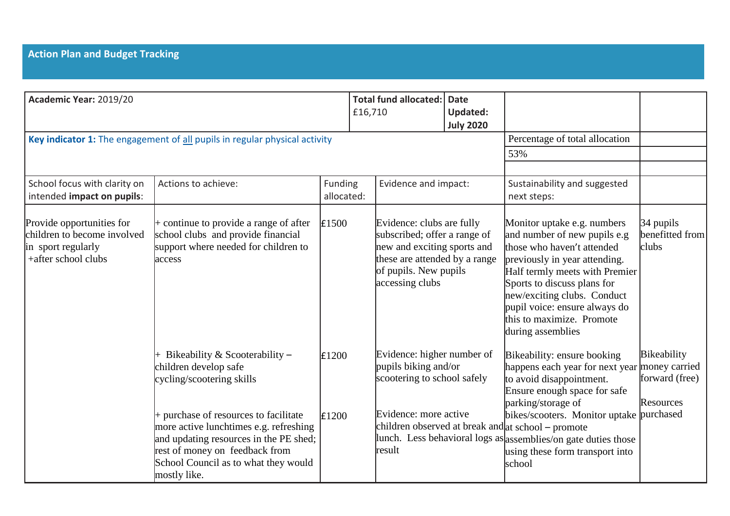## Action Plan and Budget Tracking

| **Academic Year:** 2019/20 | | | **Total fund allocated:** £16,710 | **Date Updated: July 2020** | | |
|---|---|---|---|---|---|---|
| **Key indicator 1:** The engagement of <u>all</u> pupils in regular physical activity | | | | | Percentage of total allocation | |
| | | | | | 53% | |
| School focus with clarity on intended **impact on pupils**: | Actions to achieve: | Funding allocated: | Evidence and impact: | | Sustainability and suggested next steps: | |
| Provide opportunities for children to become involved in sport regularly +after school clubs | + continue to provide a range of after school clubs and provide financial support where needed for children to access | £1500 | Evidence: clubs are fully subscribed; offer a range of new and exciting sports and these are attended by a range of pupils. New pupils accessing clubs | | Monitor uptake e.g. numbers and number of new pupils e.g those who haven't attended previously in year attending. Half termly meets with Premier Sports to discuss plans for new/exciting clubs. Conduct pupil voice: ensure always do this to maximize. Promote during assemblies | 34 pupils benefitted from clubs |
| | + Bikeability & Scooterability – children develop safe cycling/scootering skills | £1200 | Evidence: higher number of pupils biking and/or scootering to school safely | | Bikeability: ensure booking happens each year for next year to avoid disappointment. Ensure enough space for safe parking/storage of bikes/scooters. Monitor uptake at school – promote assemblies/on gate duties those using these form transport into school | Bikeability money carried forward (free) |
| | + purchase of resources to facilitate more active lunchtimes e.g. refreshing and updating resources in the PE shed; rest of money on feedback from School Council as to what they would mostly like. | £1200 | Evidence: more active children observed at break and lunch. Less behavioral logs as result | | | Resources purchased |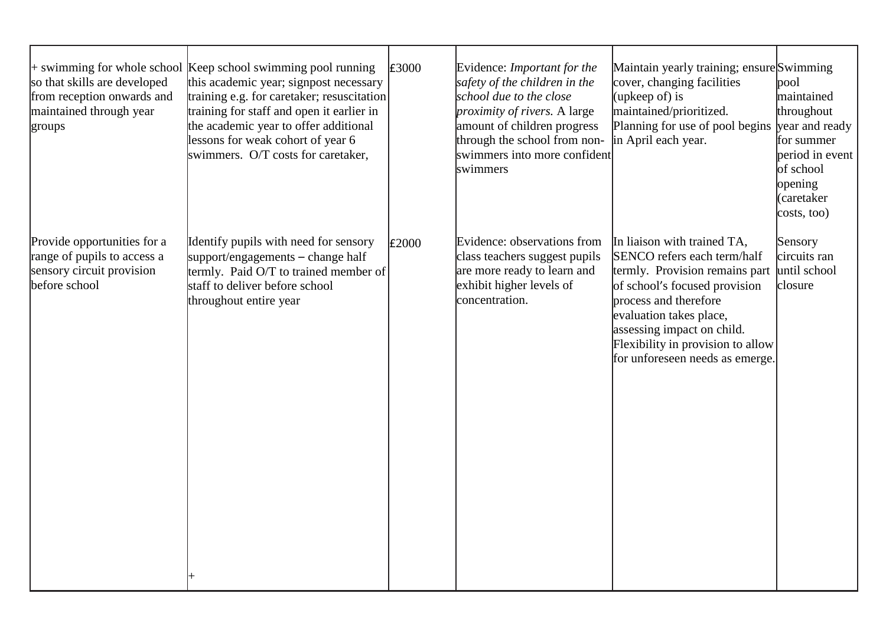| | | | | | |
|---|---|---|---|---|---|
| + swimming for whole school so that skills are developed from reception onwards and maintained through year groups | Keep school swimming pool running this academic year; signpost necessary training e.g. for caretaker; resuscitation training for staff and open it earlier in the academic year to offer additional lessons for weak cohort of year 6 swimmers. O/T costs for caretaker, | £3000 | Evidence: *Important for the safety of the children in the school due to the close proximity of rivers.* A large amount of children progress through the school from non-swimmers into more confident swimmers | Maintain yearly training; ensure cover, changing facilities (upkeep of) is maintained/prioritized. Planning for use of pool begins in April each year. | Swimming pool maintained throughout year and ready for summer period in event of school opening (caretaker costs, too) |
| Provide opportunities for a range of pupils to access a sensory circuit provision before school | Identify pupils with need for sensory support/engagements – change half termly. Paid O/T to trained member of staff to deliver before school throughout entire year<br><br>+ | £2000 | Evidence: observations from class teachers suggest pupils are more ready to learn and exhibit higher levels of concentration. | In liaison with trained TA, SENCO refers each term/half termly. Provision remains part of school's focused provision process and therefore evaluation takes place, assessing impact on child. Flexibility in provision to allow for unforeseen needs as emerge. | Sensory circuits ran until school closure |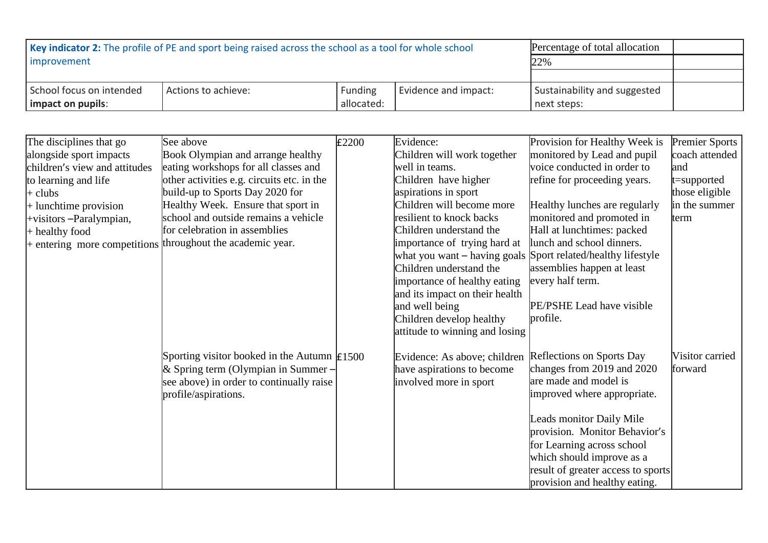| **Key indicator 2:** The profile of PE and sport being raised across the school as a tool for whole school improvement | | | | Percentage of total allocation | |
|---|---|---|---|---|---|
| | | | | 22% | |
| School focus on intended **impact on pupils**: | Actions to achieve: | Funding allocated: | Evidence and impact: | Sustainability and suggested next steps: | |
| The disciplines that go alongside sport impacts children's view and attitudes to learning and life<br>+ clubs<br>+ lunchtime provision<br>+visitors –Paralympian,<br>+ healthy food<br>+ entering more competitions | See above<br>Book Olympian and arrange healthy eating workshops for all classes and other activities e.g. circuits etc. in the build-up to Sports Day 2020 for Healthy Week. Ensure that sport in school and outside remains a vehicle for celebration in assemblies throughout the academic year. | £2200 | Evidence:<br>Children will work together well in teams.<br>Children have higher aspirations in sport<br>Children will become more resilient to knock backs<br>Children understand the importance of trying hard at what you want – having goals<br>Children understand the importance of healthy eating and its impact on their health and well being<br>Children develop healthy attitude to winning and losing | Provision for Healthy Week is monitored by Lead and pupil voice conducted in order to refine for proceeding years.<br><br>Healthy lunches are regularly monitored and promoted in Hall at lunchtimes: packed lunch and school dinners. Sport related/healthy lifestyle assemblies happen at least every half term.<br><br>PE/PSHE Lead have visible profile. | Premier Sports coach attended and t=supported those eligible in the summer term |
| | Sporting visitor booked in the Autumn & Spring term (Olympian in Summer – see above) in order to continually raise profile/aspirations. | £1500 | Evidence: As above; children have aspirations to become involved more in sport | Reflections on Sports Day changes from 2019 and 2020 are made and model is improved where appropriate.<br><br>Leads monitor Daily Mile provision. Monitor Behavior's for Learning across school which should improve as a result of greater access to sports provision and healthy eating. | Visitor carried forward |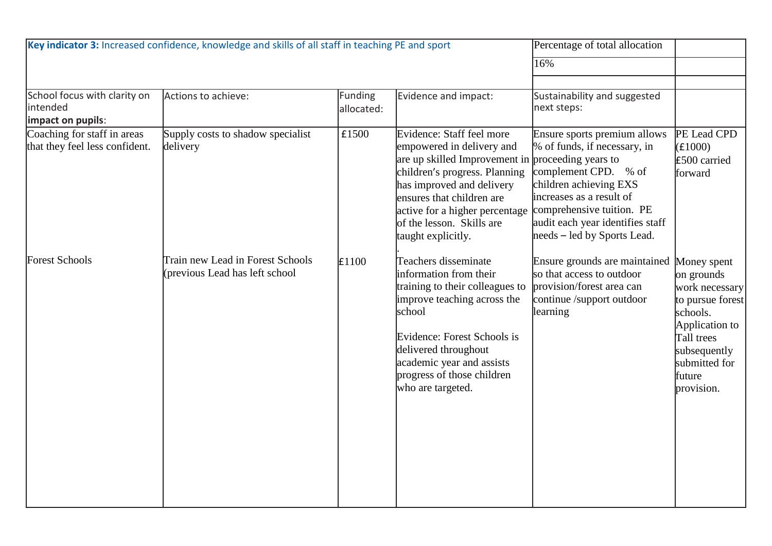| Key indicator 3: Increased confidence, knowledge and skills of all staff in teaching PE and sport | | | | Percentage of total allocation | |
|---|---|---|---|---|---|
| | | | | 16% | |
| | | | | | |
| School focus with clarity on intended **impact on pupils**: | Actions to achieve: | Funding allocated: | Evidence and impact: | Sustainability and suggested next steps: | |
| Coaching for staff in areas that they feel less confident. | Supply costs to shadow specialist delivery | £1500 | Evidence: Staff feel more empowered in delivery and are up skilled Improvement in children's progress. Planning has improved and delivery ensures that children are active for a higher percentage of the lesson. Skills are taught explicitly.<br>. | Ensure sports premium allows % of funds, if necessary, in proceeding years to complement CPD. % of children achieving EXS increases as a result of comprehensive tuition. PE audit each year identifies staff needs – led by Sports Lead. | PE Lead CPD (£1000)<br>£500 carried forward |
| Forest Schools | Train new Lead in Forest Schools (previous Lead has left school | £1100 | Teachers disseminate information from their training to their colleagues to improve teaching across the school<br><br>Evidence: Forest Schools is delivered throughout academic year and assists progress of those children who are targeted. | Ensure grounds are maintained so that access to outdoor provision/forest area can continue /support outdoor learning | Money spent on grounds work necessary to pursue forest schools. Application to Tall trees subsequently submitted for future provision. |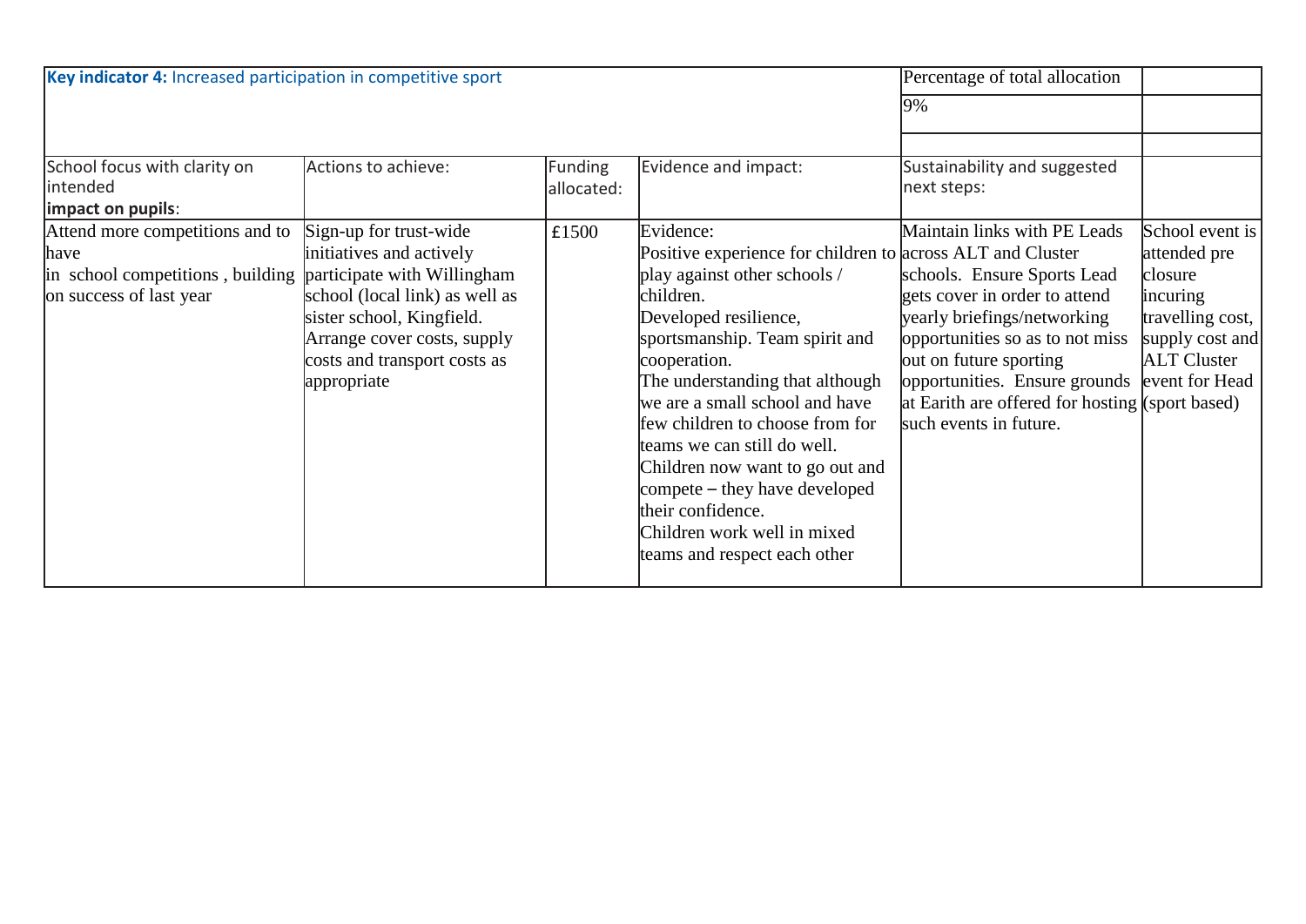| **Key indicator 4:** Increased participation in competitive sport | | | | Percentage of total allocation | |
|---|---|---|---|---|---|
| | | | | 9% | |
| | | | | | |
| School focus with clarity on intended **impact on pupils**: | Actions to achieve: | Funding allocated: | Evidence and impact: | Sustainability and suggested next steps: | |
| Attend more competitions and to have in school competitions , building on success of last year | Sign-up for trust-wide initiatives and actively participate with Willingham school (local link) as well as sister school, Kingfield. Arrange cover costs, supply costs and transport costs as appropriate | £1500 | Evidence:<br>Positive experience for children to play against other schools / children.<br>Developed resilience, sportsmanship. Team spirit and cooperation.<br>The understanding that although we are a small school and have few children to choose from for teams we can still do well.<br>Children now want to go out and compete – they have developed their confidence.<br>Children work well in mixed teams and respect each other | Maintain links with PE Leads across ALT and Cluster schools. Ensure Sports Lead gets cover in order to attend yearly briefings/networking opportunities so as to not miss out on future sporting opportunities. Ensure grounds at Earith are offered for hosting such events in future. | School event is attended pre closure incuring travelling cost, supply cost and ALT Cluster event for Head (sport based) |